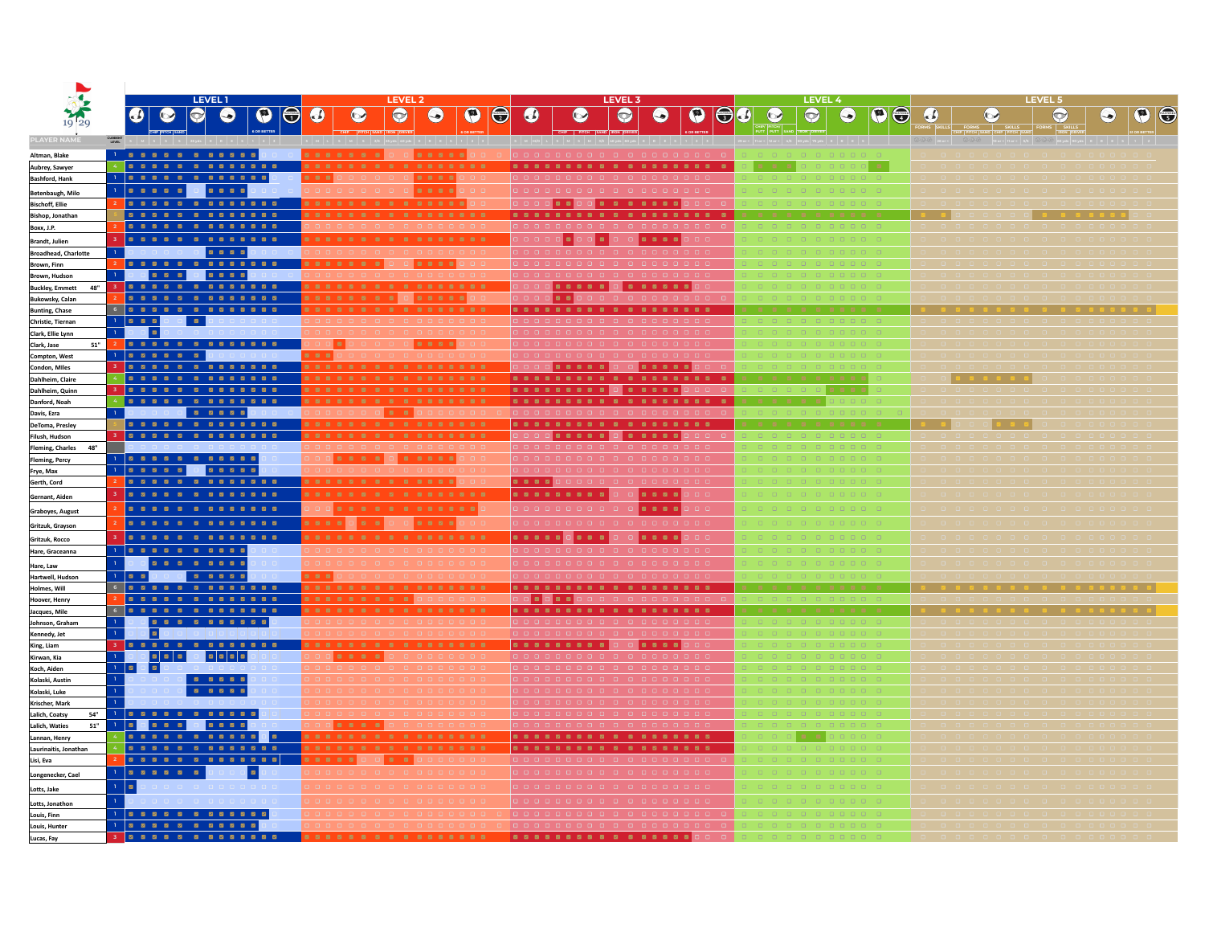# 1929

| PLAYER NAME | | CURRENT LEVEL | LEVEL 1 | LEVEL 2 | LEVEL 3 | LEVEL 4 | LEVEL 5 |
|---|---|---|---|---|---|---|---|
| Altman, Blake | | 1 | | | | | |
| Aubrey, Sawyer | | 4 | | | | | |
| Bashford, Hank | | 1 | | | | | |
| Betenbaugh, Milo | | 1 | | | | | |
| Bischoff, Ellie | | 2 | | | | | |
| Bishop, Jonathan | | 5 | | | | | |
| Boxx, J.P. | | 2 | | | | | |
| Brandt, Julien | | 3 | | | | | |
| Broadhead, Charlotte | | 1 | | | | | |
| Brown, Finn | | 2 | | | | | |
| Brown, Hudson | | 1 | | | | | |
| Buckley, Emmett | 48" | 3 | | | | | |
| Bukowsky, Calan | | 2 | | | | | |
| Bunting, Chase | | 6 | | | | | |
| Christie, Tiernan | | 1 | | | | | |
| Clark, Ellie Lynn | | 1 | | | | | |
| Clark, Jase | 51" | 2 | | | | | |
| Compton, West | | 1 | | | | | |
| Condon, Miles | | 3 | | | | | |
| Dahlheim, Claire | | 4 | | | | | |
| Dahlheim, Quinn | | 3 | | | | | |
| Danford, Noah | | 4 | | | | | |
| Davis, Ezra | | 1 | | | | | |
| DeToma, Presley | | 5 | | | | | |
| Filush, Hudson | | 3 | | | | | |
| Fleming, Charles | 48" | | | | | | |
| Fleming, Percy | | 1 | | | | | |
| Frye, Max | | 1 | | | | | |
| Gerth, Cord | | 2 | | | | | |
| Gernant, Aiden | | 3 | | | | | |
| Graboyes, August | | 2 | | | | | |
| Gritzuk, Grayson | | 2 | | | | | |
| Gritzuk, Rocco | | 3 | | | | | |
| Hare, Graceanna | | 1 | | | | | |
| Hare, Law | | 1 | | | | | |
| Hartwell, Hudson | | 1 | | | | | |
| Holmes, Will | | 6 | | | | | |
| Hoover, Henry | | 2 | | | | | |
| Jacques, Mile | | 6 | | | | | |
| Johnson, Graham | | 1 | | | | | |
| Kennedy, Jet | | 1 | | | | | |
| King, Liam | | 3 | | | | | |
| Kirwan, Kia | | 1 | | | | | |
| Koch, Aiden | | 1 | | | | | |
| Kolaski, Austin | | 1 | | | | | |
| Kolaski, Luke | | 1 | | | | | |
| Krischer, Mark | | 1 | | | | | |
| Lalich, Coatsy | 54" | 1 | | | | | |
| Lalich, Waties | 51" | 1 | | | | | |
| Lannan, Henry | | 4 | | | | | |
| Laurinaitis, Jonathan | | 4 | | | | | |
| Lisi, Eva | | 2 | | | | | |
| Longenecker, Cael | | 1 | | | | | |
| Lotts, Jake | | 1 | | | | | |
| Lotts, Jonathon | | 1 | | | | | |
| Louis, Finn | | 1 | | | | | |
| Louis, Hunter | | 1 | | | | | |
| Lucas, Fay | | 3 | | | | | |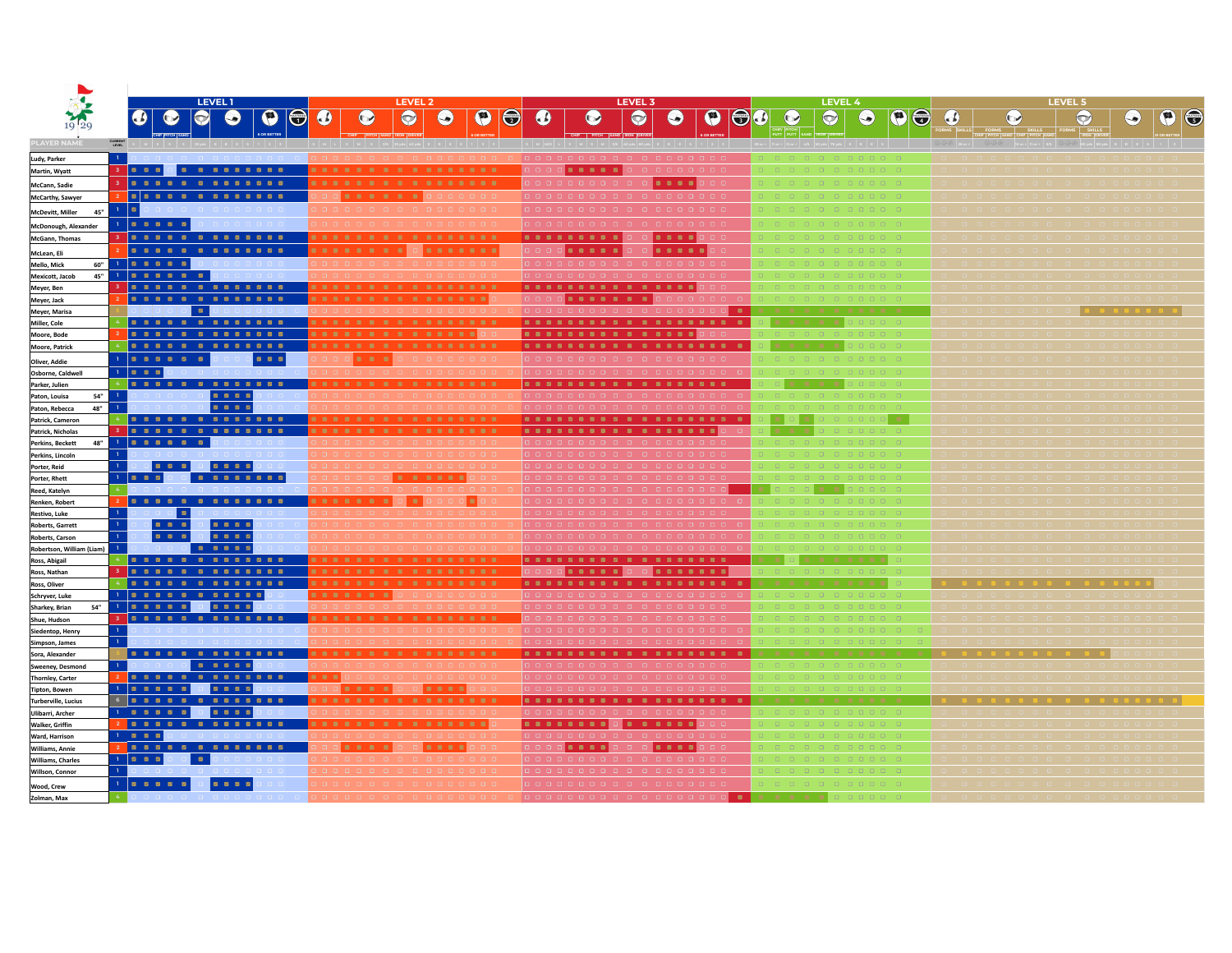1929

| PLAYER NAME | CURRENT LEVEL | LEVEL 1 | LEVEL 2 | LEVEL 3 | LEVEL 4 | LEVEL 5 |
|---|---|---|---|---|---|---|
| Ludy, Parker | 1 | | | | | |
| Martin, Wyatt | 3 | | | | | |
| McCann, Sadie | 3 | | | | | |
| McCarthy, Sawyer | 2 | | | | | |
| McDevitt, Miller 45" | 1 | | | | | |
| McDonough, Alexander | 1 | | | | | |
| McGann, Thomas | 3 | | | | | |
| McLean, Eli | 2 | | | | | |
| Mello, Mick 60" | 1 | | | | | |
| Mexicott, Jacob 45" | 1 | | | | | |
| Meyer, Ben | 3 | | | | | |
| Meyer, Jack | 2 | | | | | |
| Meyer, Marisa | 5 | | | | | |
| Miller, Cole | 4 | | | | | |
| Moore, Bode | 2 | | | | | |
| Moore, Patrick | 4 | | | | | |
| Oliver, Addie | 1 | | | | | |
| Osborne, Caldwell | 1 | | | | | |
| Parker, Julien | 4 | | | | | |
| Paton, Louisa 54" | 1 | | | | | |
| Paton, Rebecca 48" | 1 | | | | | |
| Patrick, Cameron | 4 | | | | | |
| Patrick, Nicholas | 3 | | | | | |
| Perkins, Beckett 48" | 1 | | | | | |
| Perkins, Lincoln | 1 | | | | | |
| Porter, Reid | 1 | | | | | |
| Porter, Rhett | 1 | | | | | |
| Reed, Katelyn | 4 | | | | | |
| Renken, Robert | 2 | | | | | |
| Restivo, Luke | 1 | | | | | |
| Roberts, Garrett | 1 | | | | | |
| Roberts, Carson | 1 | | | | | |
| Robertson, William (Liam) | 1 | | | | | |
| Ross, Abigail | 4 | | | | | |
| Ross, Nathan | 3 | | | | | |
| Ross, Oliver | 4 | | | | | |
| Schryver, Luke | 1 | | | | | |
| Sharkey, Brian 54" | 1 | | | | | |
| Shue, Hudson | 3 | | | | | |
| Siedentop, Henry | 1 | | | | | |
| Simpson, James | 1 | | | | | |
| Sora, Alexander | 5 | | | | | |
| Sweeney, Desmond | 1 | | | | | |
| Thornley, Carter | 2 | | | | | |
| Tipton, Bowen | 1 | | | | | |
| Turberville, Lucius | 6 | | | | | |
| Ulibarri, Archer | 1 | | | | | |
| Walker, Griffin | 2 | | | | | |
| Ward, Harrison | 1 | | | | | |
| Williams, Annie | 2 | | | | | |
| Williams, Charles | 1 | | | | | |
| Willson, Connor | 1 | | | | | |
| Wood, Crew | 1 | | | | | |
| Zolman, Max | 4 | | | | | |